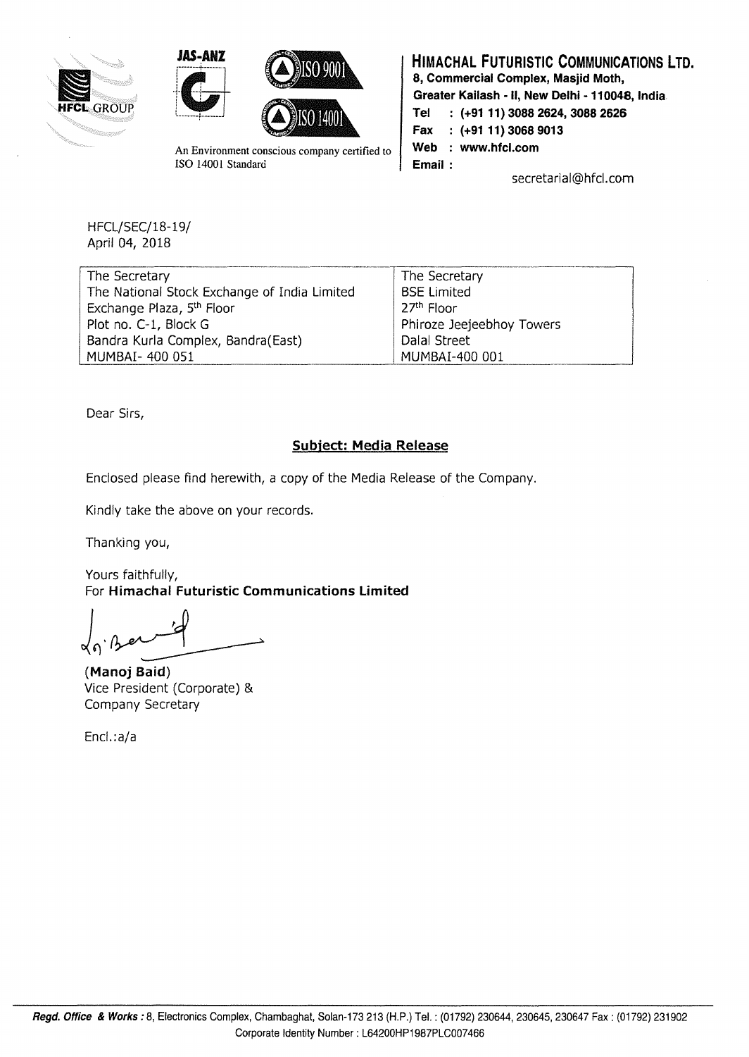**HIMACHAL FUTURISTIC COMMUNICATIONS LTD.**
8, Commercial Complex, Masjid Moth,
Greater Kailash - II, New Delhi - 110048, India
Tel : (+91 11) 3088 2624, 3088 2626
Fax : (+91 11) 3068 9013
Web : www.hfcl.com
Email : secretarial@hfcl.com

An Environment conscious company certified to ISO 14001 Standard

HFCL/SEC/18-19/
April 04, 2018

| The Secretary<br>The National Stock Exchange of India Limited<br>Exchange Plaza, 5th Floor<br>Plot no. C-1, Block G<br>Bandra Kurla Complex, Bandra(East)<br>MUMBAI- 400 051 | The Secretary<br>BSE Limited<br>27th Floor<br>Phiroze Jeejeebhoy Towers<br>Dalal Street<br>MUMBAI-400 001 |
|---|---|

Dear Sirs,

**Subject: Media Release**

Enclosed please find herewith, a copy of the Media Release of the Company.

Kindly take the above on your records.

Thanking you,

Yours faithfully,
For **Himachal Futuristic Communications Limited**

**(Manoj Baid)**
Vice President (Corporate) &
Company Secretary

Encl.:a/a

***Regd. Office & Works :*** 8, Electronics Complex, Chambaghat, Solan-173 213 (H.P.) Tel. : (01792) 230644, 230645, 230647 Fax : (01792) 231902
Corporate Identity Number : L64200HP1987PLC007466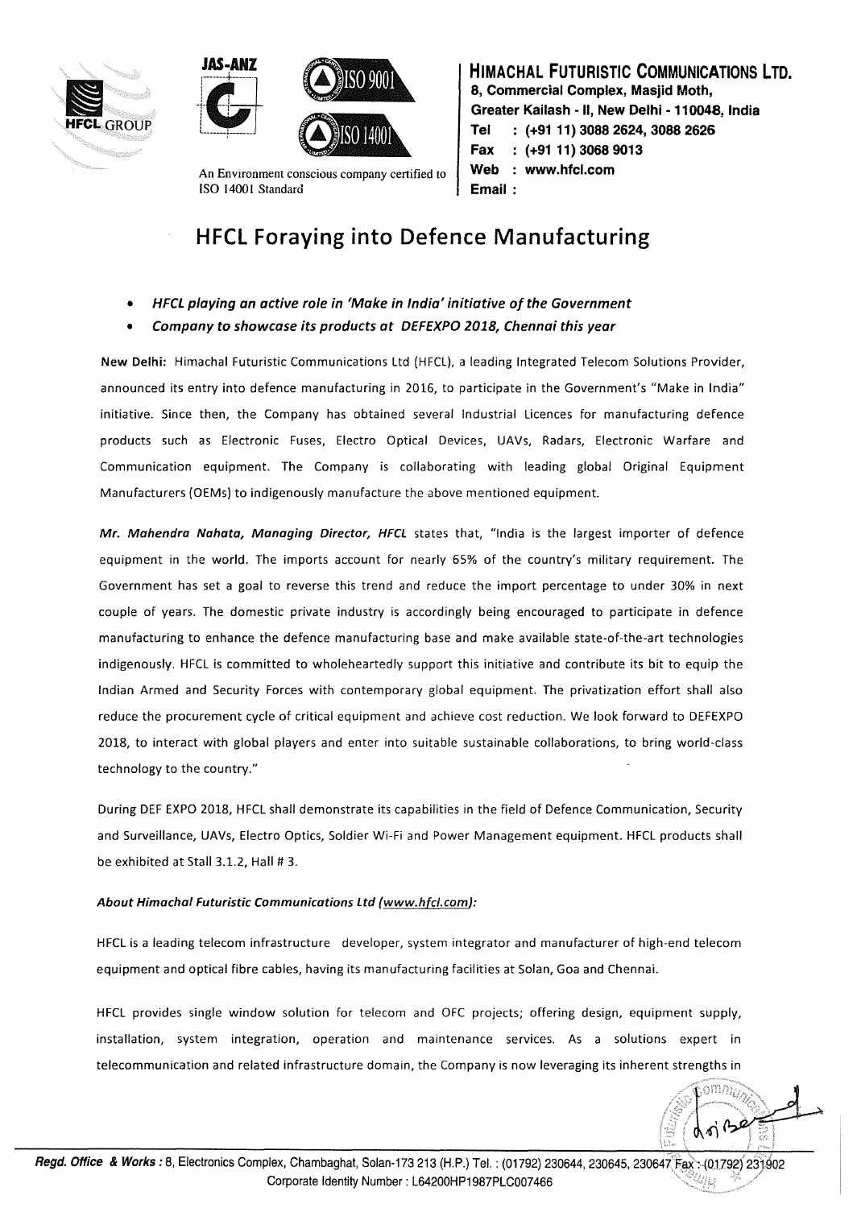**HIMACHAL FUTURISTIC COMMUNICATIONS LTD.**
8, Commercial Complex, Masjid Moth,
Greater Kailash - II, New Delhi - 110048, India
Tel : (+91 11) 3088 2624, 3088 2626
Fax : (+91 11) 3068 9013
Web : www.hfcl.com
Email :

An Environment conscious company certified to ISO 14001 Standard

# HFCL Foraying into Defence Manufacturing

- ***HFCL playing an active role in 'Make in India' initiative of the Government***
- ***Company to showcase its products at DEFEXPO 2018, Chennai this year***

**New Delhi:** Himachal Futuristic Communications Ltd (HFCL), a leading Integrated Telecom Solutions Provider, announced its entry into defence manufacturing in 2016, to participate in the Government's "Make in India" initiative. Since then, the Company has obtained several Industrial Licences for manufacturing defence products such as Electronic Fuses, Electro Optical Devices, UAVs, Radars, Electronic Warfare and Communication equipment. The Company is collaborating with leading global Original Equipment Manufacturers (OEMs) to indigenously manufacture the above mentioned equipment.

***Mr. Mahendra Nahata, Managing Director, HFCL*** states that, "India is the largest importer of defence equipment in the world. The imports account for nearly 65% of the country's military requirement. The Government has set a goal to reverse this trend and reduce the import percentage to under 30% in next couple of years. The domestic private industry is accordingly being encouraged to participate in defence manufacturing to enhance the defence manufacturing base and make available state-of-the-art technologies indigenously. HFCL is committed to wholeheartedly support this initiative and contribute its bit to equip the Indian Armed and Security Forces with contemporary global equipment. The privatization effort shall also reduce the procurement cycle of critical equipment and achieve cost reduction. We look forward to DEFEXPO 2018, to interact with global players and enter into suitable sustainable collaborations, to bring world-class technology to the country."

During DEF EXPO 2018, HFCL shall demonstrate its capabilities in the field of Defence Communication, Security and Surveillance, UAVs, Electro Optics, Soldier Wi-Fi and Power Management equipment. HFCL products shall be exhibited at Stall 3.1.2, Hall # 3.

***About Himachal Futuristic Communications Ltd (www.hfcl.com):***

HFCL is a leading telecom infrastructure developer, system integrator and manufacturer of high-end telecom equipment and optical fibre cables, having its manufacturing facilities at Solan, Goa and Chennai.

HFCL provides single window solution for telecom and OFC projects; offering design, equipment supply, installation, system integration, operation and maintenance services. As a solutions expert in telecommunication and related infrastructure domain, the Company is now leveraging its inherent strengths in

**Regd. Office & Works :** 8, Electronics Complex, Chambaghat, Solan-173 213 (H.P.) Tel. : (01792) 230644, 230645, 230647 Fax : (01792) 231902
Corporate Identity Number : L64200HP1987PLC007466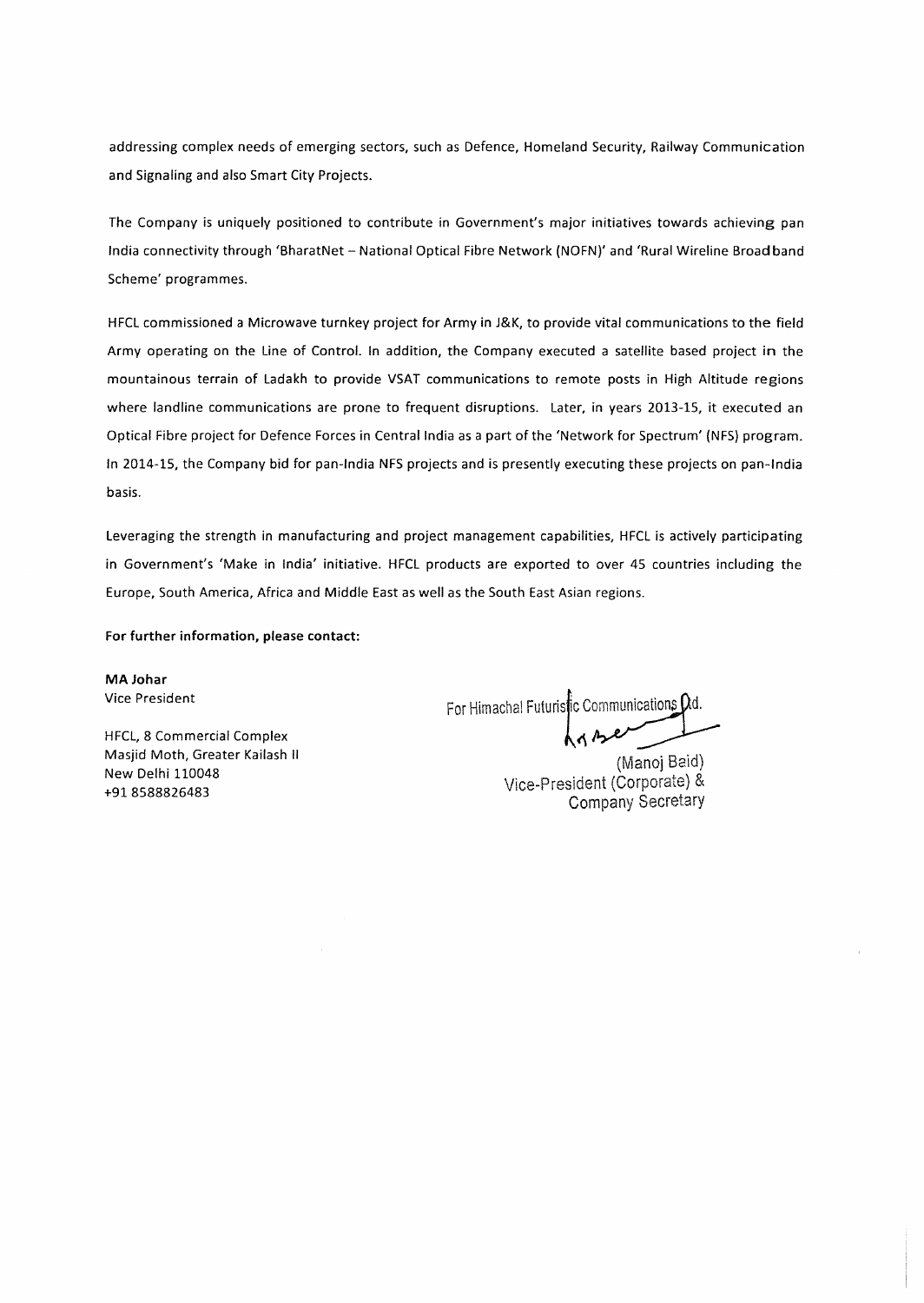addressing complex needs of emerging sectors, such as Defence, Homeland Security, Railway Communication and Signaling and also Smart City Projects.

The Company is uniquely positioned to contribute in Government's major initiatives towards achieving pan India connectivity through 'BharatNet – National Optical Fibre Network (NOFN)' and 'Rural Wireline Broadband Scheme' programmes.

HFCL commissioned a Microwave turnkey project for Army in J&K, to provide vital communications to the field Army operating on the Line of Control. In addition, the Company executed a satellite based project in the mountainous terrain of Ladakh to provide VSAT communications to remote posts in High Altitude regions where landline communications are prone to frequent disruptions. Later, in years 2013-15, it executed an Optical Fibre project for Defence Forces in Central India as a part of the 'Network for Spectrum' (NFS) program. In 2014-15, the Company bid for pan-India NFS projects and is presently executing these projects on pan-India basis.

Leveraging the strength in manufacturing and project management capabilities, HFCL is actively participating in Government's 'Make in India' initiative. HFCL products are exported to over 45 countries including the Europe, South America, Africa and Middle East as well as the South East Asian regions.

**For further information, please contact:**

**MA Johar**
Vice President

HFCL, 8 Commercial Complex
Masjid Moth, Greater Kailash II
New Delhi 110048
+91 8588826483

For Himachal Futuristic Communications Ltd.

(Manoj Baid)
Vice-President (Corporate) &
Company Secretary